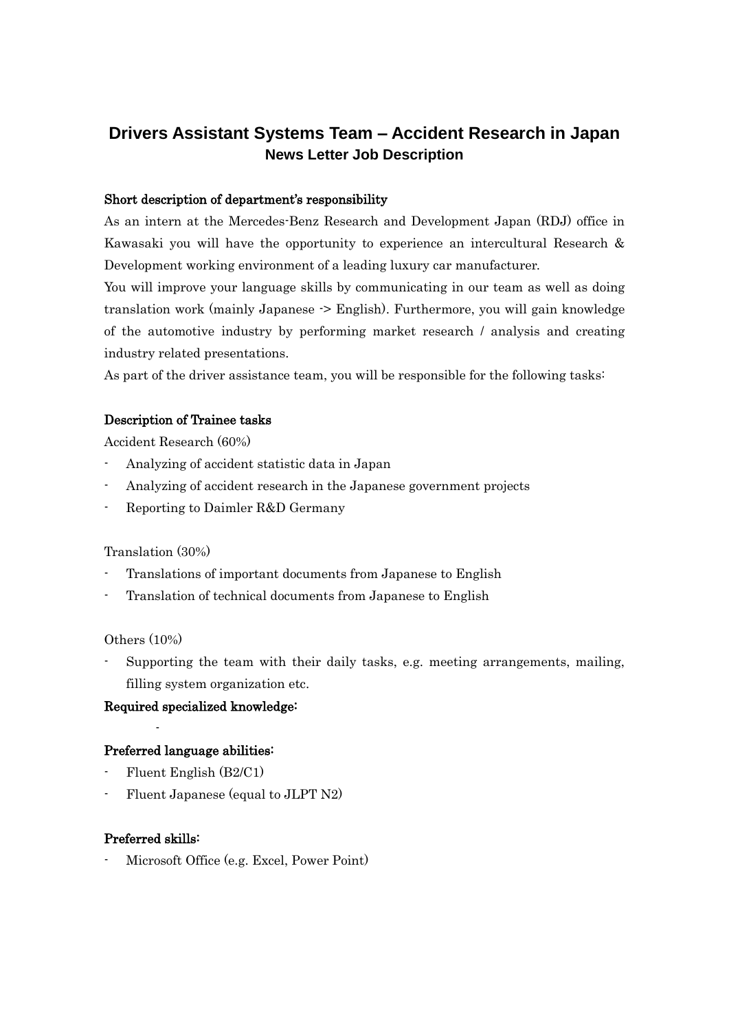# Drivers Assistant Systems Team – Accident Research in Japan

## News Letter Job Description

**Short description of department's responsibility**

As an intern at the Mercedes-Benz Research and Development Japan (RDJ) office in Kawasaki you will have the opportunity to experience an intercultural Research & Development working environment of a leading luxury car manufacturer.

You will improve your language skills by communicating in our team as well as doing translation work (mainly Japanese -> English). Furthermore, you will gain knowledge of the automotive industry by performing market research / analysis and creating industry related presentations.

As part of the driver assistance team, you will be responsible for the following tasks:

**Description of Trainee tasks**

Accident Research (60%)

- Analyzing of accident statistic data in Japan
- Analyzing of accident research in the Japanese government projects
- Reporting to Daimler R&D Germany

Translation (30%)

- Translations of important documents from Japanese to English
- Translation of technical documents from Japanese to English

Others (10%)

- Supporting the team with their daily tasks, e.g. meeting arrangements, mailing, filling system organization etc.

**Required specialized knowledge:**

-

**Preferred language abilities:**

- Fluent English (B2/C1)
- Fluent Japanese (equal to JLPT N2)

**Preferred skills:**

- Microsoft Office (e.g. Excel, Power Point)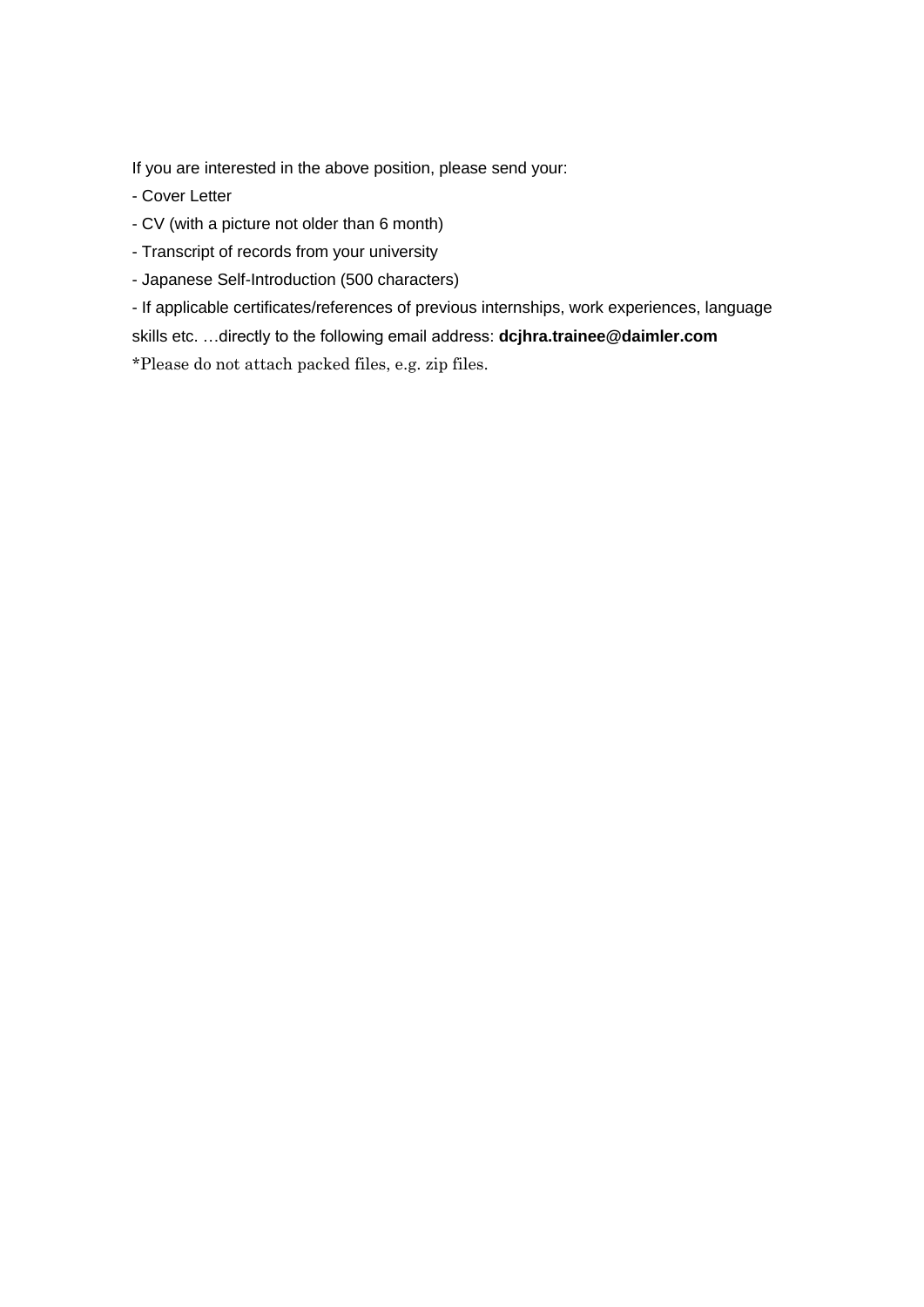If you are interested in the above position, please send your:

- Cover Letter
- CV (with a picture not older than 6 month)
- Transcript of records from your university
- Japanese Self-Introduction (500 characters)
- If applicable certificates/references of previous internships, work experiences, language skills etc. …directly to the following email address: **dcjhra.trainee@daimler.com**

*Please do not attach packed files, e.g. zip files.